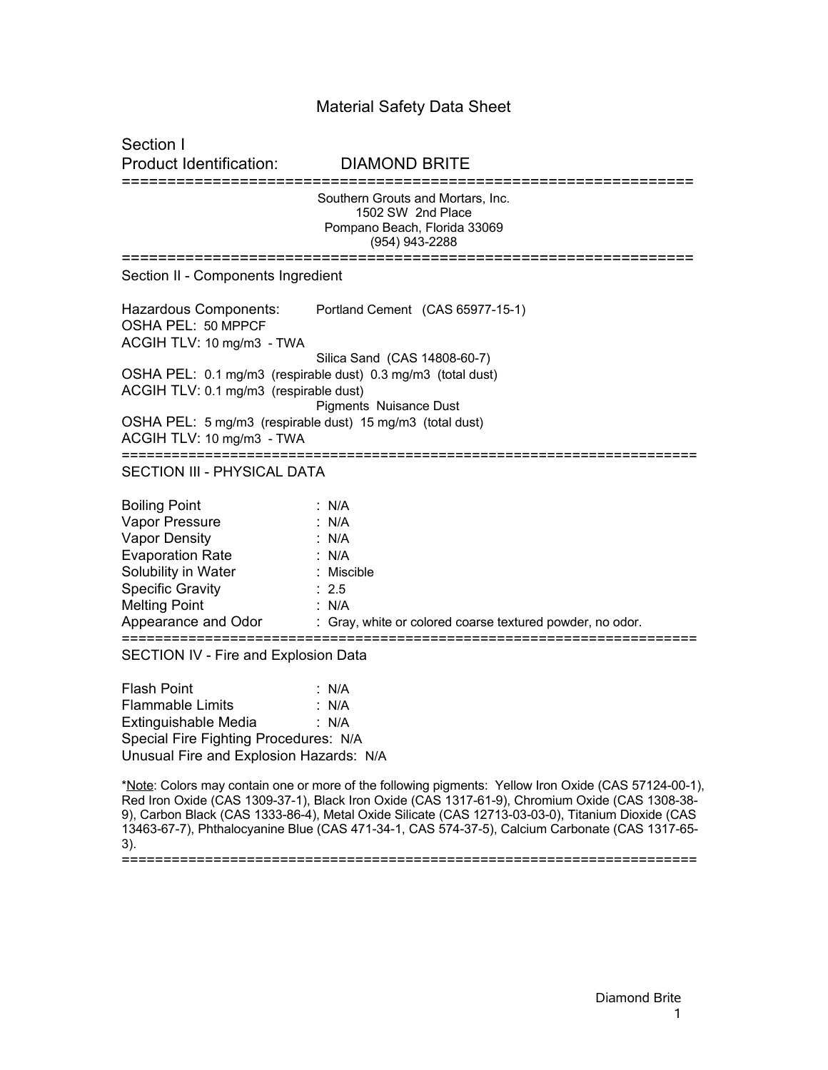# Material Safety Data Sheet

## Section I

**Product Identification: DIAMOND BRITE**

---

Southern Grouts and Mortars, Inc.
1502 SW 2nd Place
Pompano Beach, Florida 33069
(954) 943-2288

---

## Section II - Components Ingredient

Hazardous Components: Portland Cement (CAS 65977-15-1)
OSHA PEL: 50 MPPCF
ACGIH TLV: 10 mg/m3 - TWA

Silica Sand (CAS 14808-60-7)
OSHA PEL: 0.1 mg/m3 (respirable dust) 0.3 mg/m3 (total dust)
ACGIH TLV: 0.1 mg/m3 (respirable dust)

Pigments Nuisance Dust
OSHA PEL: 5 mg/m3 (respirable dust) 15 mg/m3 (total dust)
ACGIH TLV: 10 mg/m3 - TWA

---

## SECTION III - PHYSICAL DATA

| | |
|---|---|
| Boiling Point | : N/A |
| Vapor Pressure | : N/A |
| Vapor Density | : N/A |
| Evaporation Rate | : N/A |
| Solubility in Water | : Miscible |
| Specific Gravity | : 2.5 |
| Melting Point | : N/A |
| Appearance and Odor | : Gray, white or colored coarse textured powder, no odor. |

---

## SECTION IV - Fire and Explosion Data

| | |
|---|---|
| Flash Point | : N/A |
| Flammable Limits | : N/A |
| Extinguishable Media | : N/A |

Special Fire Fighting Procedures: N/A
Unusual Fire and Explosion Hazards: N/A

*Note: Colors may contain one or more of the following pigments: Yellow Iron Oxide (CAS 57124-00-1), Red Iron Oxide (CAS 1309-37-1), Black Iron Oxide (CAS 1317-61-9), Chromium Oxide (CAS 1308-38-9), Carbon Black (CAS 1333-86-4), Metal Oxide Silicate (CAS 12713-03-03-0), Titanium Dioxide (CAS 13463-67-7), Phthalocyanine Blue (CAS 471-34-1, CAS 574-37-5), Calcium Carbonate (CAS 1317-65-3).

---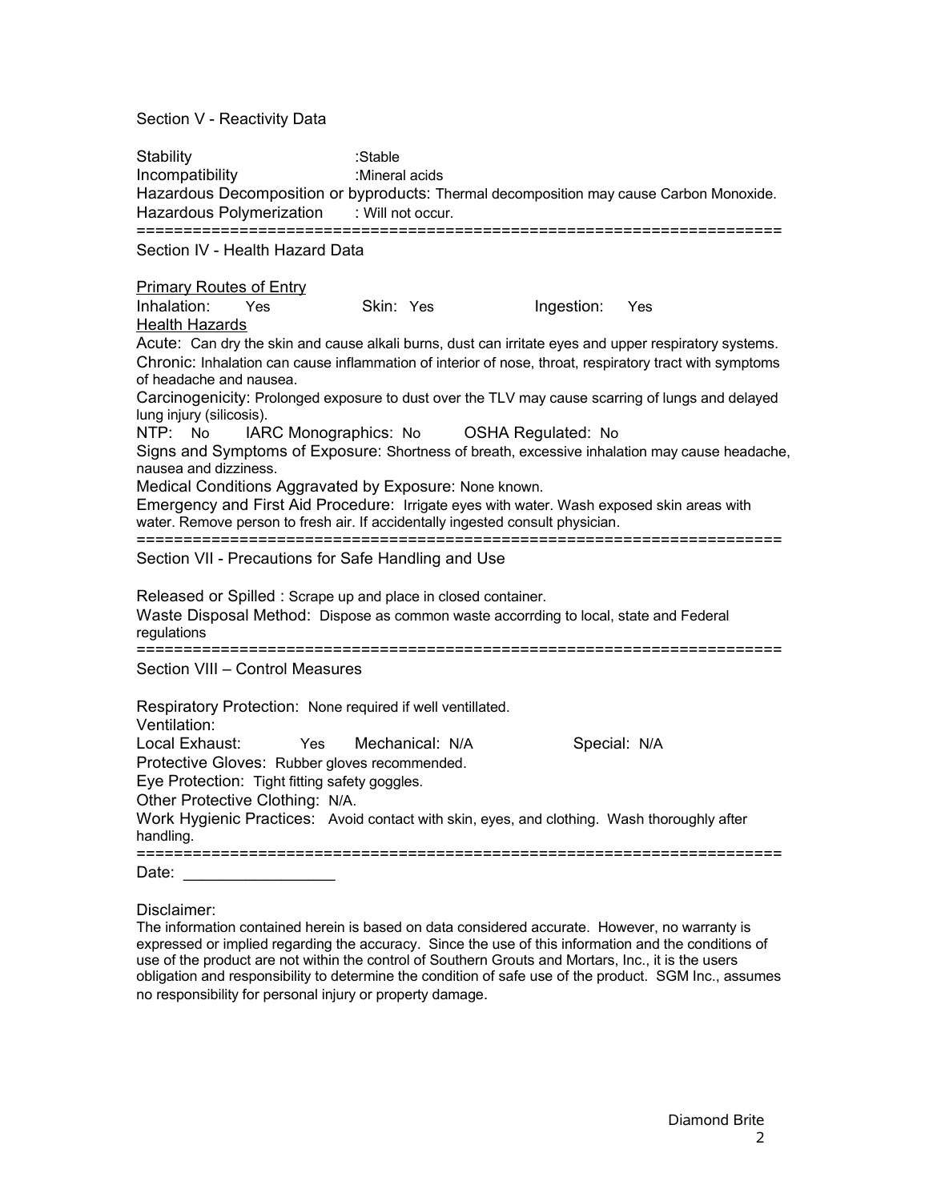## Section V - Reactivity Data

Stability :Stable
Incompatibility :Mineral acids
Hazardous Decomposition or byproducts: Thermal decomposition may cause Carbon Monoxide.
Hazardous Polymerization : Will not occur.

---

## Section IV - Health Hazard Data

<u>Primary Routes of Entry</u>
Inhalation: Yes Skin: Yes Ingestion: Yes
<u>Health Hazards</u>
Acute: Can dry the skin and cause alkali burns, dust can irritate eyes and upper respiratory systems.
Chronic: Inhalation can cause inflammation of interior of nose, throat, respiratory tract with symptoms of headache and nausea.
Carcinogenicity: Prolonged exposure to dust over the TLV may cause scarring of lungs and delayed lung injury (silicosis).
NTP: No IARC Monographics: No OSHA Regulated: No
Signs and Symptoms of Exposure: Shortness of breath, excessive inhalation may cause headache, nausea and dizziness.
Medical Conditions Aggravated by Exposure: None known.
Emergency and First Aid Procedure: Irrigate eyes with water. Wash exposed skin areas with water. Remove person to fresh air. If accidentally ingested consult physician.

---

## Section VII - Precautions for Safe Handling and Use

Released or Spilled : Scrape up and place in closed container.
Waste Disposal Method: Dispose as common waste accorrding to local, state and Federal regulations

---

## Section VIII – Control Measures

Respiratory Protection: None required if well ventillated.
Ventilation:
Local Exhaust: Yes Mechanical: N/A Special: N/A
Protective Gloves: Rubber gloves recommended.
Eye Protection: Tight fitting safety goggles.
Other Protective Clothing: N/A.
Work Hygienic Practices: Avoid contact with skin, eyes, and clothing. Wash thoroughly after handling.

---

Date: _________________

Disclaimer:
The information contained herein is based on data considered accurate. However, no warranty is expressed or implied regarding the accuracy. Since the use of this information and the conditions of use of the product are not within the control of Southern Grouts and Mortars, Inc., it is the users obligation and responsibility to determine the condition of safe use of the product. SGM Inc., assumes no responsibility for personal injury or property damage.